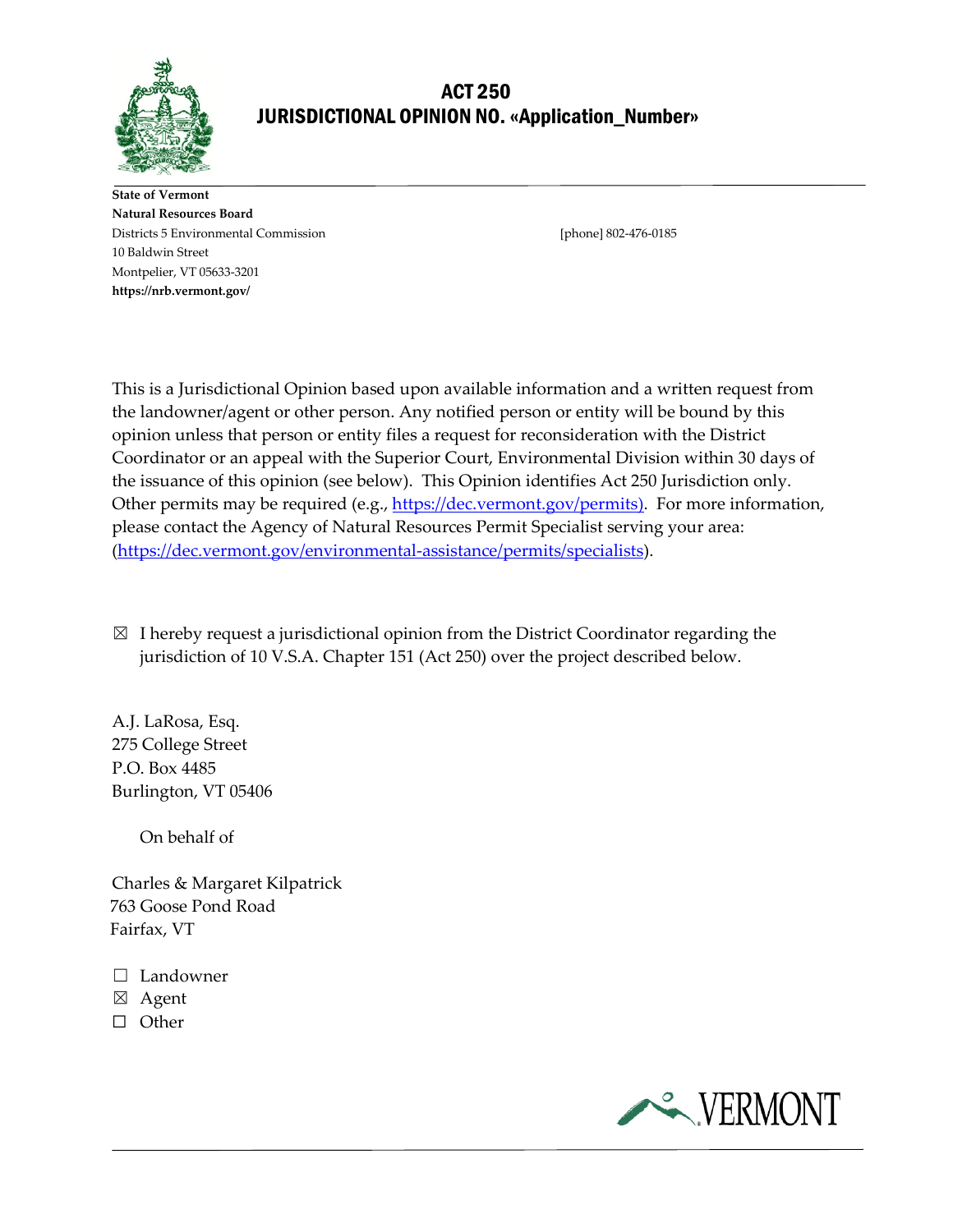# ACT 250
# JURISDICTIONAL OPINION NO. «Application_Number»

**State of Vermont**
**Natural Resources Board**
Districts 5 Environmental Commission
10 Baldwin Street
Montpelier, VT 05633-3201
**https://nrb.vermont.gov/**

[phone] 802-476-0185

This is a Jurisdictional Opinion based upon available information and a written request from the landowner/agent or other person. Any notified person or entity will be bound by this opinion unless that person or entity files a request for reconsideration with the District Coordinator or an appeal with the Superior Court, Environmental Division within 30 days of the issuance of this opinion (see below). This Opinion identifies Act 250 Jurisdiction only. Other permits may be required (e.g., https://dec.vermont.gov/permits). For more information, please contact the Agency of Natural Resources Permit Specialist serving your area: (https://dec.vermont.gov/environmental-assistance/permits/specialists).

☒ I hereby request a jurisdictional opinion from the District Coordinator regarding the jurisdiction of 10 V.S.A. Chapter 151 (Act 250) over the project described below.

A.J. LaRosa, Esq.
275 College Street
P.O. Box 4485
Burlington, VT 05406

On behalf of

Charles & Margaret Kilpatrick
763 Goose Pond Road
Fairfax, VT

☐ Landowner
☒ Agent
☐ Other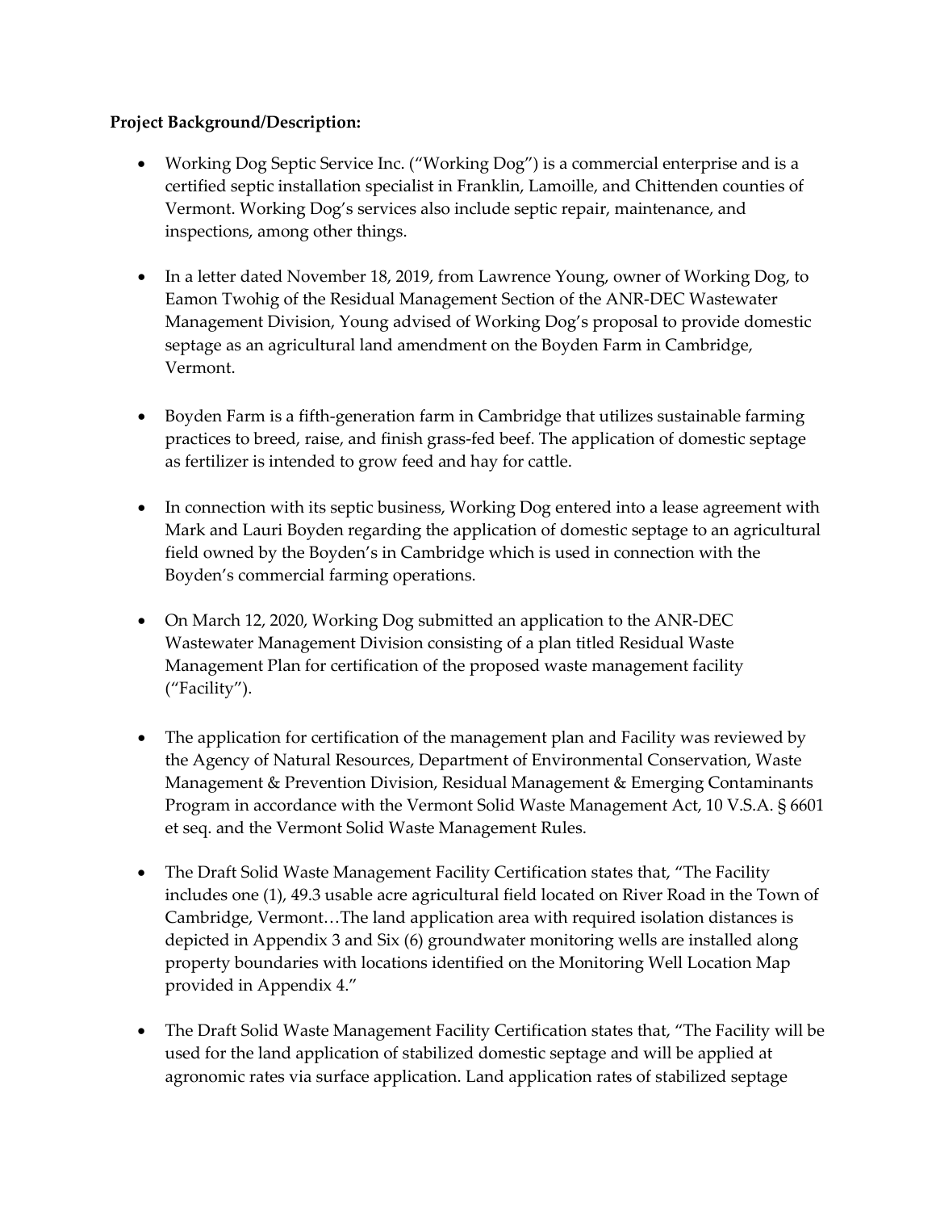**Project Background/Description:**

- Working Dog Septic Service Inc. ("Working Dog") is a commercial enterprise and is a certified septic installation specialist in Franklin, Lamoille, and Chittenden counties of Vermont. Working Dog's services also include septic repair, maintenance, and inspections, among other things.

- In a letter dated November 18, 2019, from Lawrence Young, owner of Working Dog, to Eamon Twohig of the Residual Management Section of the ANR-DEC Wastewater Management Division, Young advised of Working Dog's proposal to provide domestic septage as an agricultural land amendment on the Boyden Farm in Cambridge, Vermont.

- Boyden Farm is a fifth-generation farm in Cambridge that utilizes sustainable farming practices to breed, raise, and finish grass-fed beef. The application of domestic septage as fertilizer is intended to grow feed and hay for cattle.

- In connection with its septic business, Working Dog entered into a lease agreement with Mark and Lauri Boyden regarding the application of domestic septage to an agricultural field owned by the Boyden's in Cambridge which is used in connection with the Boyden's commercial farming operations.

- On March 12, 2020, Working Dog submitted an application to the ANR-DEC Wastewater Management Division consisting of a plan titled Residual Waste Management Plan for certification of the proposed waste management facility ("Facility").

- The application for certification of the management plan and Facility was reviewed by the Agency of Natural Resources, Department of Environmental Conservation, Waste Management & Prevention Division, Residual Management & Emerging Contaminants Program in accordance with the Vermont Solid Waste Management Act, 10 V.S.A. § 6601 et seq. and the Vermont Solid Waste Management Rules.

- The Draft Solid Waste Management Facility Certification states that, "The Facility includes one (1), 49.3 usable acre agricultural field located on River Road in the Town of Cambridge, Vermont…The land application area with required isolation distances is depicted in Appendix 3 and Six (6) groundwater monitoring wells are installed along property boundaries with locations identified on the Monitoring Well Location Map provided in Appendix 4."

- The Draft Solid Waste Management Facility Certification states that, "The Facility will be used for the land application of stabilized domestic septage and will be applied at agronomic rates via surface application. Land application rates of stabilized septage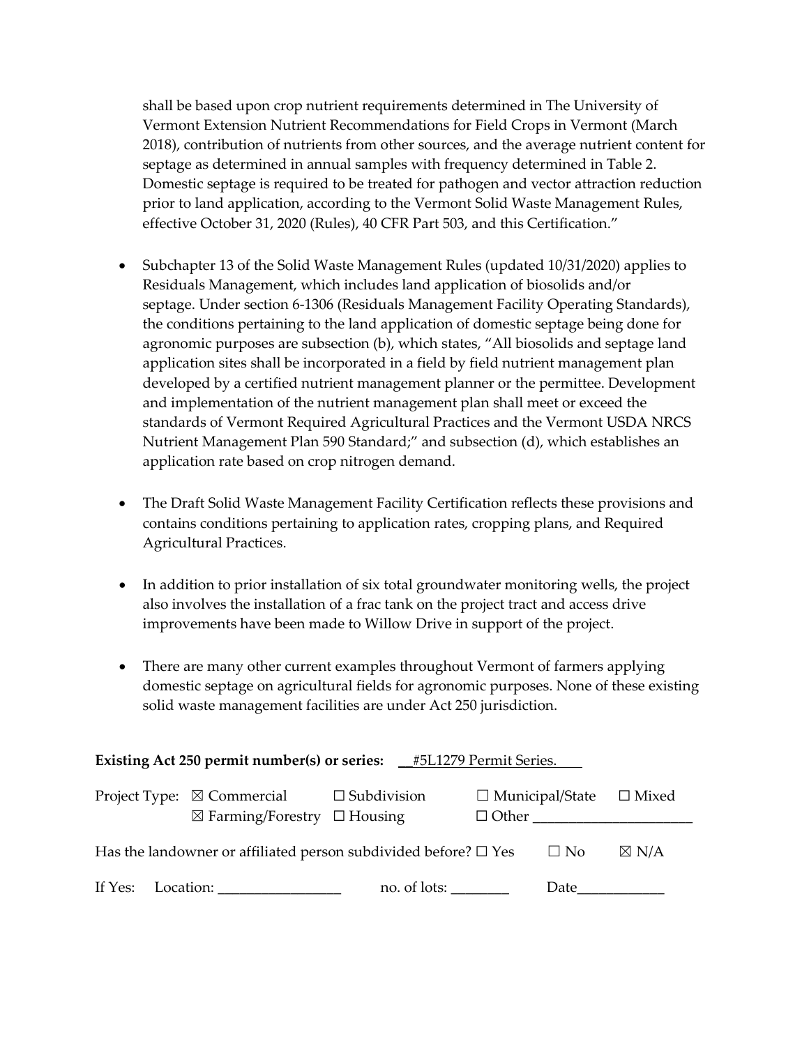shall be based upon crop nutrient requirements determined in The University of Vermont Extension Nutrient Recommendations for Field Crops in Vermont (March 2018), contribution of nutrients from other sources, and the average nutrient content for septage as determined in annual samples with frequency determined in Table 2. Domestic septage is required to be treated for pathogen and vector attraction reduction prior to land application, according to the Vermont Solid Waste Management Rules, effective October 31, 2020 (Rules), 40 CFR Part 503, and this Certification."

- Subchapter 13 of the Solid Waste Management Rules (updated 10/31/2020) applies to Residuals Management, which includes land application of biosolids and/or septage. Under section 6-1306 (Residuals Management Facility Operating Standards), the conditions pertaining to the land application of domestic septage being done for agronomic purposes are subsection (b), which states, "All biosolids and septage land application sites shall be incorporated in a field by field nutrient management plan developed by a certified nutrient management planner or the permittee. Development and implementation of the nutrient management plan shall meet or exceed the standards of Vermont Required Agricultural Practices and the Vermont USDA NRCS Nutrient Management Plan 590 Standard;" and subsection (d), which establishes an application rate based on crop nitrogen demand.

- The Draft Solid Waste Management Facility Certification reflects these provisions and contains conditions pertaining to application rates, cropping plans, and Required Agricultural Practices.

- In addition to prior installation of six total groundwater monitoring wells, the project also involves the installation of a frac tank on the project tract and access drive improvements have been made to Willow Drive in support of the project.

- There are many other current examples throughout Vermont of farmers applying domestic septage on agricultural fields for agronomic purposes. None of these existing solid waste management facilities are under Act 250 jurisdiction.

**Existing Act 250 permit number(s) or series:** #5L1279 Permit Series.

Project Type: ☒ Commercial ☐ Subdivision ☐ Municipal/State ☐ Mixed
☒ Farming/Forestry ☐ Housing ☐ Other ____________________

Has the landowner or affiliated person subdivided before? ☐ Yes ☐ No ☒ N/A

If Yes: Location: ________________ no. of lots: ________ Date____________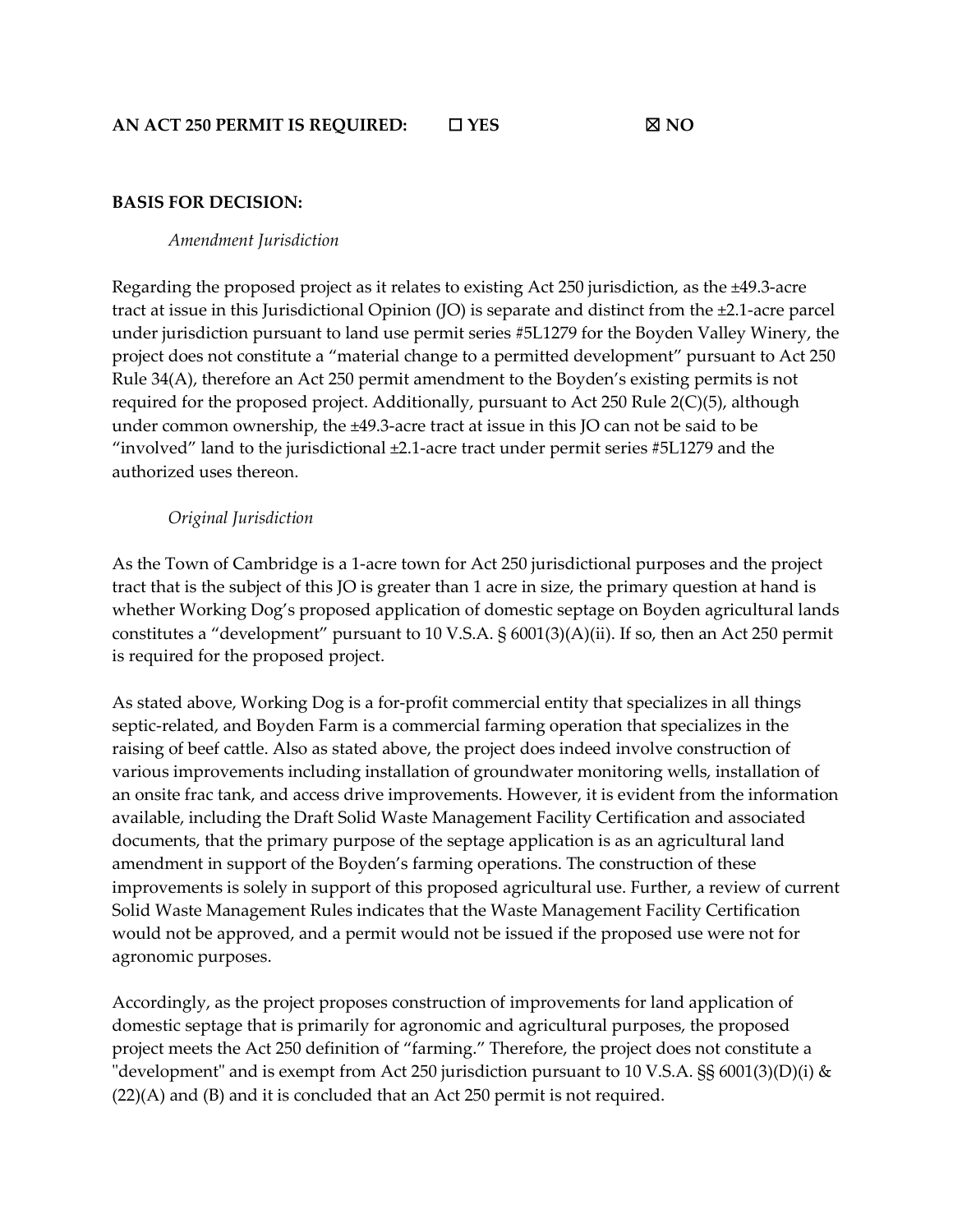**AN ACT 250 PERMIT IS REQUIRED: ☐ YES ☒ NO**

**BASIS FOR DECISION:**

*Amendment Jurisdiction*

Regarding the proposed project as it relates to existing Act 250 jurisdiction, as the ±49.3-acre tract at issue in this Jurisdictional Opinion (JO) is separate and distinct from the ±2.1-acre parcel under jurisdiction pursuant to land use permit series #5L1279 for the Boyden Valley Winery, the project does not constitute a "material change to a permitted development" pursuant to Act 250 Rule 34(A), therefore an Act 250 permit amendment to the Boyden's existing permits is not required for the proposed project. Additionally, pursuant to Act 250 Rule 2(C)(5), although under common ownership, the ±49.3-acre tract at issue in this JO can not be said to be "involved" land to the jurisdictional ±2.1-acre tract under permit series #5L1279 and the authorized uses thereon.

*Original Jurisdiction*

As the Town of Cambridge is a 1-acre town for Act 250 jurisdictional purposes and the project tract that is the subject of this JO is greater than 1 acre in size, the primary question at hand is whether Working Dog's proposed application of domestic septage on Boyden agricultural lands constitutes a "development" pursuant to 10 V.S.A. § 6001(3)(A)(ii). If so, then an Act 250 permit is required for the proposed project.

As stated above, Working Dog is a for-profit commercial entity that specializes in all things septic-related, and Boyden Farm is a commercial farming operation that specializes in the raising of beef cattle. Also as stated above, the project does indeed involve construction of various improvements including installation of groundwater monitoring wells, installation of an onsite frac tank, and access drive improvements. However, it is evident from the information available, including the Draft Solid Waste Management Facility Certification and associated documents, that the primary purpose of the septage application is as an agricultural land amendment in support of the Boyden's farming operations. The construction of these improvements is solely in support of this proposed agricultural use. Further, a review of current Solid Waste Management Rules indicates that the Waste Management Facility Certification would not be approved, and a permit would not be issued if the proposed use were not for agronomic purposes.

Accordingly, as the project proposes construction of improvements for land application of domestic septage that is primarily for agronomic and agricultural purposes, the proposed project meets the Act 250 definition of "farming." Therefore, the project does not constitute a "development" and is exempt from Act 250 jurisdiction pursuant to 10 V.S.A. §§ 6001(3)(D)(i) & (22)(A) and (B) and it is concluded that an Act 250 permit is not required.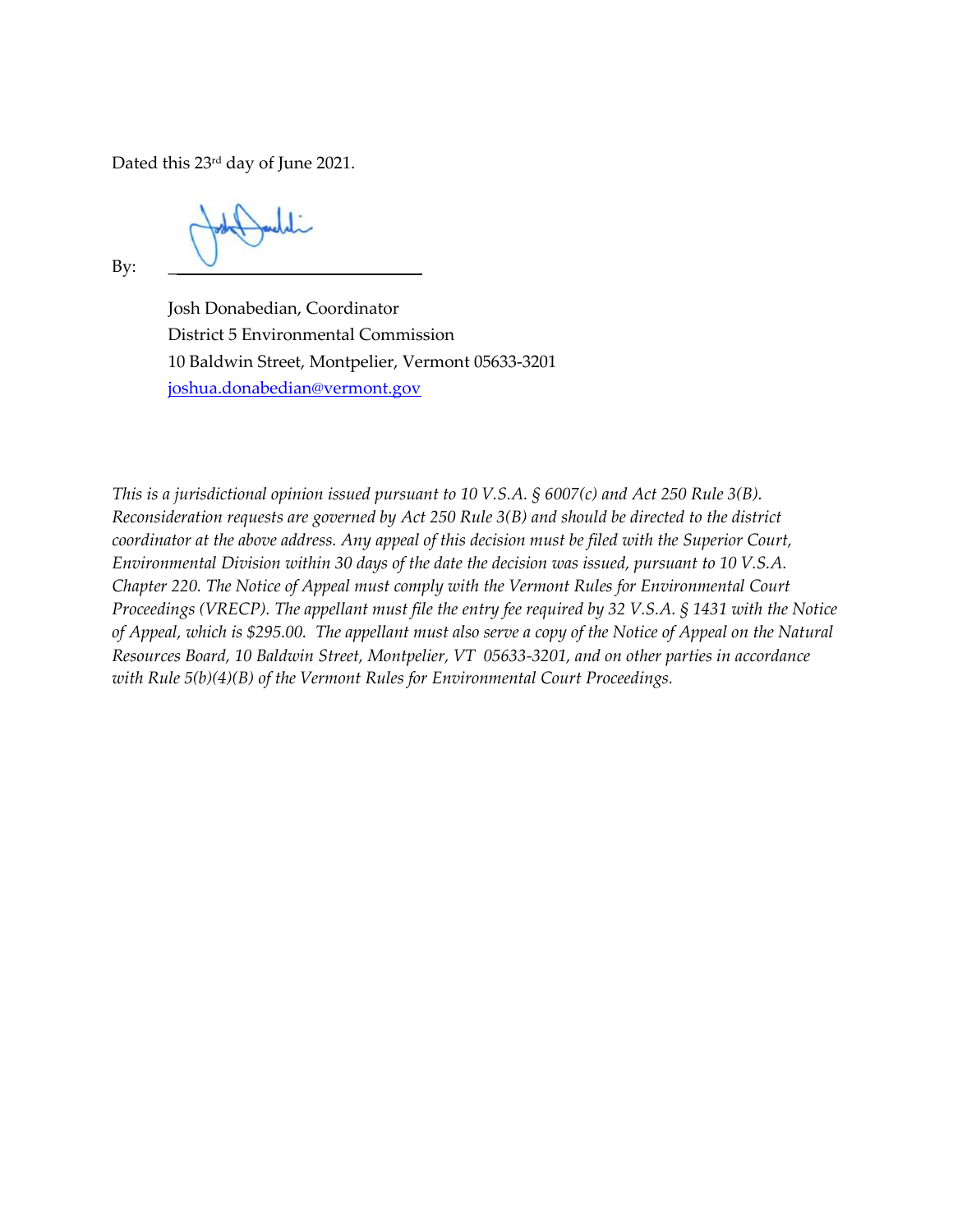Dated this 23rd day of June 2021.

By: \_\_\_\_\_\_\_\_\_\_\_\_\_\_\_\_\_\_\_\_\_\_\_\_\_\_\_\_\_\_

Josh Donabedian, Coordinator
District 5 Environmental Commission
10 Baldwin Street, Montpelier, Vermont 05633-3201
joshua.donabedian@vermont.gov

*This is a jurisdictional opinion issued pursuant to 10 V.S.A. § 6007(c) and Act 250 Rule 3(B). Reconsideration requests are governed by Act 250 Rule 3(B) and should be directed to the district coordinator at the above address. Any appeal of this decision must be filed with the Superior Court, Environmental Division within 30 days of the date the decision was issued, pursuant to 10 V.S.A. Chapter 220. The Notice of Appeal must comply with the Vermont Rules for Environmental Court Proceedings (VRECP). The appellant must file the entry fee required by 32 V.S.A. § 1431 with the Notice of Appeal, which is $295.00. The appellant must also serve a copy of the Notice of Appeal on the Natural Resources Board, 10 Baldwin Street, Montpelier, VT 05633-3201, and on other parties in accordance with Rule 5(b)(4)(B) of the Vermont Rules for Environmental Court Proceedings.*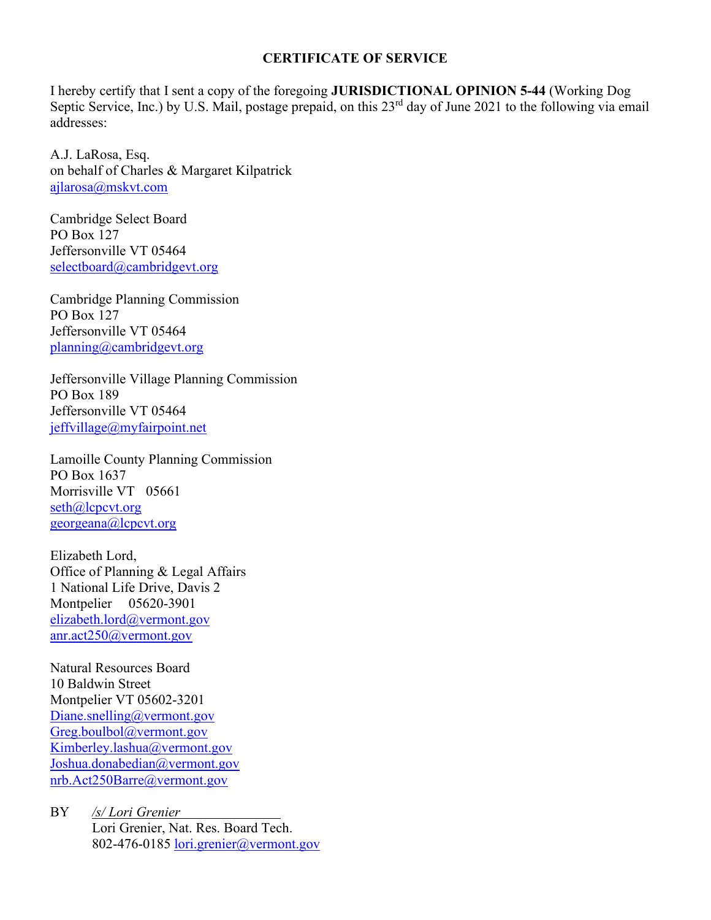**CERTIFICATE OF SERVICE**

I hereby certify that I sent a copy of the foregoing **JURISDICTIONAL OPINION 5-44** (Working Dog Septic Service, Inc.) by U.S. Mail, postage prepaid, on this 23rd day of June 2021 to the following via email addresses:

A.J. LaRosa, Esq.
on behalf of Charles & Margaret Kilpatrick
ajlarosa@mskvt.com

Cambridge Select Board
PO Box 127
Jeffersonville VT 05464
selectboard@cambridgevt.org

Cambridge Planning Commission
PO Box 127
Jeffersonville VT 05464
planning@cambridgevt.org

Jeffersonville Village Planning Commission
PO Box 189
Jeffersonville VT 05464
jeffvillage@myfairpoint.net

Lamoille County Planning Commission
PO Box 1637
Morrisville VT 05661
seth@lcpcvt.org
georgeana@lcpcvt.org

Elizabeth Lord,
Office of Planning & Legal Affairs
1 National Life Drive, Davis 2
Montpelier 05620-3901
elizabeth.lord@vermont.gov
anr.act250@vermont.gov

Natural Resources Board
10 Baldwin Street
Montpelier VT 05602-3201
Diane.snelling@vermont.gov
Greg.boulbol@vermont.gov
Kimberley.lashua@vermont.gov
Joshua.donabedian@vermont.gov
nrb.Act250Barre@vermont.gov

BY *[/s/ Lori Grenier]*
Lori Grenier, Nat. Res. Board Tech.
802-476-0185 lori.grenier@vermont.gov